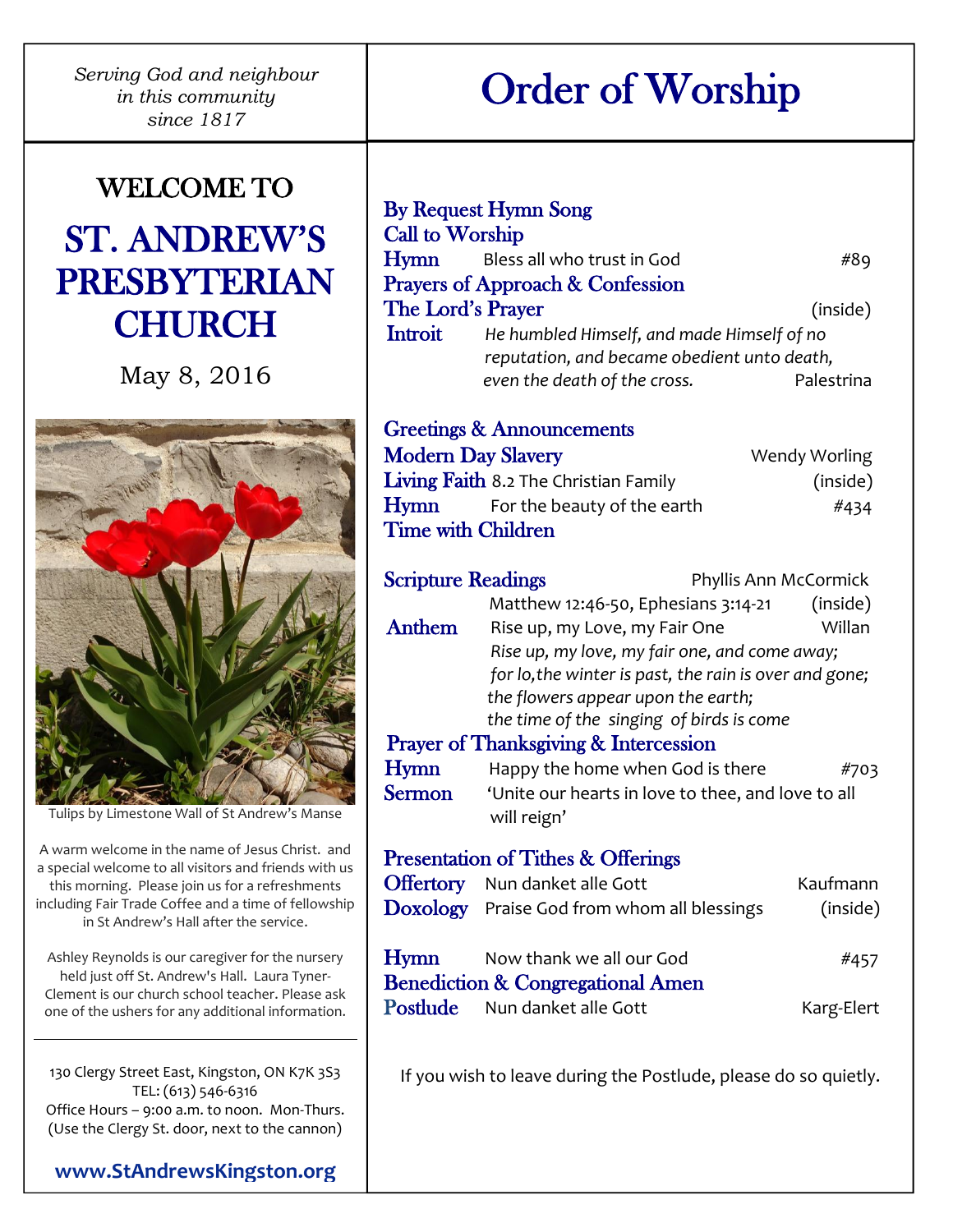*Serving God and neighbour in this community since 1817*

# WELCOME TO

# ST. ANDREW'S PRESBYTERIAN CHURCH

May 8, 2016

Tulips by Limestone Wall of St Andrew's Manse

A warm welcome in the name of Jesus Christ. and a special welcome to all visitors and friends with us this morning. Please join us for a refreshments including Fair Trade Coffee and a time of fellowship in St Andrew's Hall after the service.

Ashley Reynolds is our caregiver for the nursery held just off St. Andrew's Hall. Laura Tyner-Clement is our church school teacher. Please ask one of the ushers for any additional information.

---

130 Clergy Street East, Kingston, ON K7K 3S3
TEL: (613) 546-6316
Office Hours – 9:00 a.m. to noon. Mon-Thurs.
(Use the Clergy St. door, next to the cannon)

**www.StAndrewsKingston.org**

# Order of Worship

**By Request Hymn Song**
**Call to Worship**
**Hymn** Bless all who trust in God #89
**Prayers of Approach & Confession**
**The Lord's Prayer** (inside)
**Introit** *He humbled Himself, and made Himself of no reputation, and became obedient unto death, even the death of the cross.* Palestrina

**Greetings & Announcements**
**Modern Day Slavery** Wendy Worling
**Living Faith** 8.2 The Christian Family (inside)
**Hymn** For the beauty of the earth #434
**Time with Children**

**Scripture Readings** Phyllis Ann McCormick
Matthew 12:46-50, Ephesians 3:14-21 (inside)
**Anthem** Rise up, my Love, my Fair One Willan
*Rise up, my love, my fair one, and come away;*
*for lo,the winter is past, the rain is over and gone;*
*the flowers appear upon the earth;*
*the time of the singing of birds is come*
**Prayer of Thanksgiving & Intercession**
**Hymn** Happy the home when God is there #703
**Sermon** 'Unite our hearts in love to thee, and love to all will reign'

**Presentation of Tithes & Offerings**
**Offertory** Nun danket alle Gott Kaufmann
**Doxology** Praise God from whom all blessings (inside)

**Hymn** Now thank we all our God #457
**Benediction & Congregational Amen**
**Postlude** Nun danket alle Gott Karg-Elert

If you wish to leave during the Postlude, please do so quietly.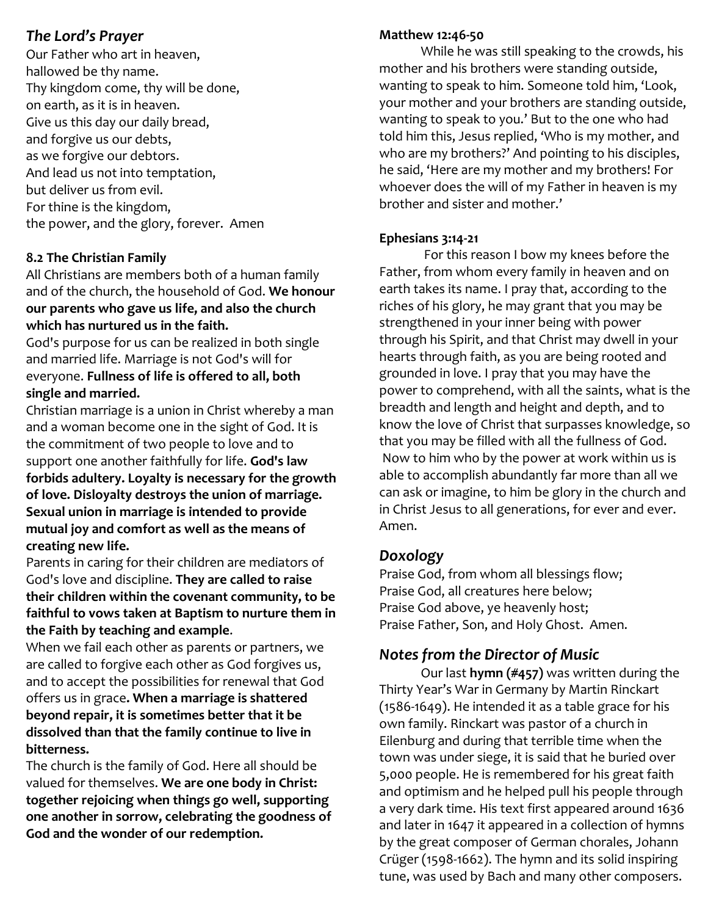## *The Lord's Prayer*

Our Father who art in heaven,
hallowed be thy name.
Thy kingdom come, thy will be done,
on earth, as it is in heaven.
Give us this day our daily bread,
and forgive us our debts,
as we forgive our debtors.
And lead us not into temptation,
but deliver us from evil.
For thine is the kingdom,
the power, and the glory, forever. Amen

**8.2 The Christian Family**

All Christians are members both of a human family and of the church, the household of God. **We honour our parents who gave us life, and also the church which has nurtured us in the faith.**

God's purpose for us can be realized in both single and married life. Marriage is not God's will for everyone. **Fullness of life is offered to all, both single and married.**

Christian marriage is a union in Christ whereby a man and a woman become one in the sight of God. It is the commitment of two people to love and to support one another faithfully for life. **God's law forbids adultery. Loyalty is necessary for the growth of love. Disloyalty destroys the union of marriage. Sexual union in marriage is intended to provide mutual joy and comfort as well as the means of creating new life.**

Parents in caring for their children are mediators of God's love and discipline. **They are called to raise their children within the covenant community, to be faithful to vows taken at Baptism to nurture them in the Faith by teaching and example**.

When we fail each other as parents or partners, we are called to forgive each other as God forgives us, and to accept the possibilities for renewal that God offers us in grace**. When a marriage is shattered beyond repair, it is sometimes better that it be dissolved than that the family continue to live in bitterness.**

The church is the family of God. Here all should be valued for themselves. **We are one body in Christ: together rejoicing when things go well, supporting one another in sorrow, celebrating the goodness of God and the wonder of our redemption.**

**Matthew 12:46-50**

While he was still speaking to the crowds, his mother and his brothers were standing outside, wanting to speak to him. Someone told him, 'Look, your mother and your brothers are standing outside, wanting to speak to you.' But to the one who had told him this, Jesus replied, 'Who is my mother, and who are my brothers?' And pointing to his disciples, he said, 'Here are my mother and my brothers! For whoever does the will of my Father in heaven is my brother and sister and mother.'

**Ephesians 3:14-21**

For this reason I bow my knees before the Father, from whom every family in heaven and on earth takes its name. I pray that, according to the riches of his glory, he may grant that you may be strengthened in your inner being with power through his Spirit, and that Christ may dwell in your hearts through faith, as you are being rooted and grounded in love. I pray that you may have the power to comprehend, with all the saints, what is the breadth and length and height and depth, and to know the love of Christ that surpasses knowledge, so that you may be filled with all the fullness of God. Now to him who by the power at work within us is able to accomplish abundantly far more than all we can ask or imagine, to him be glory in the church and in Christ Jesus to all generations, for ever and ever. Amen.

## *Doxology*

Praise God, from whom all blessings flow;
Praise God, all creatures here below;
Praise God above, ye heavenly host;
Praise Father, Son, and Holy Ghost. Amen.

## *Notes from the Director of Music*

Our last **hymn (#457)** was written during the Thirty Year's War in Germany by Martin Rinckart (1586-1649). He intended it as a table grace for his own family. Rinckart was pastor of a church in Eilenburg and during that terrible time when the town was under siege, it is said that he buried over 5,000 people. He is remembered for his great faith and optimism and he helped pull his people through a very dark time. His text first appeared around 1636 and later in 1647 it appeared in a collection of hymns by the great composer of German chorales, Johann Crüger (1598-1662). The hymn and its solid inspiring tune, was used by Bach and many other composers.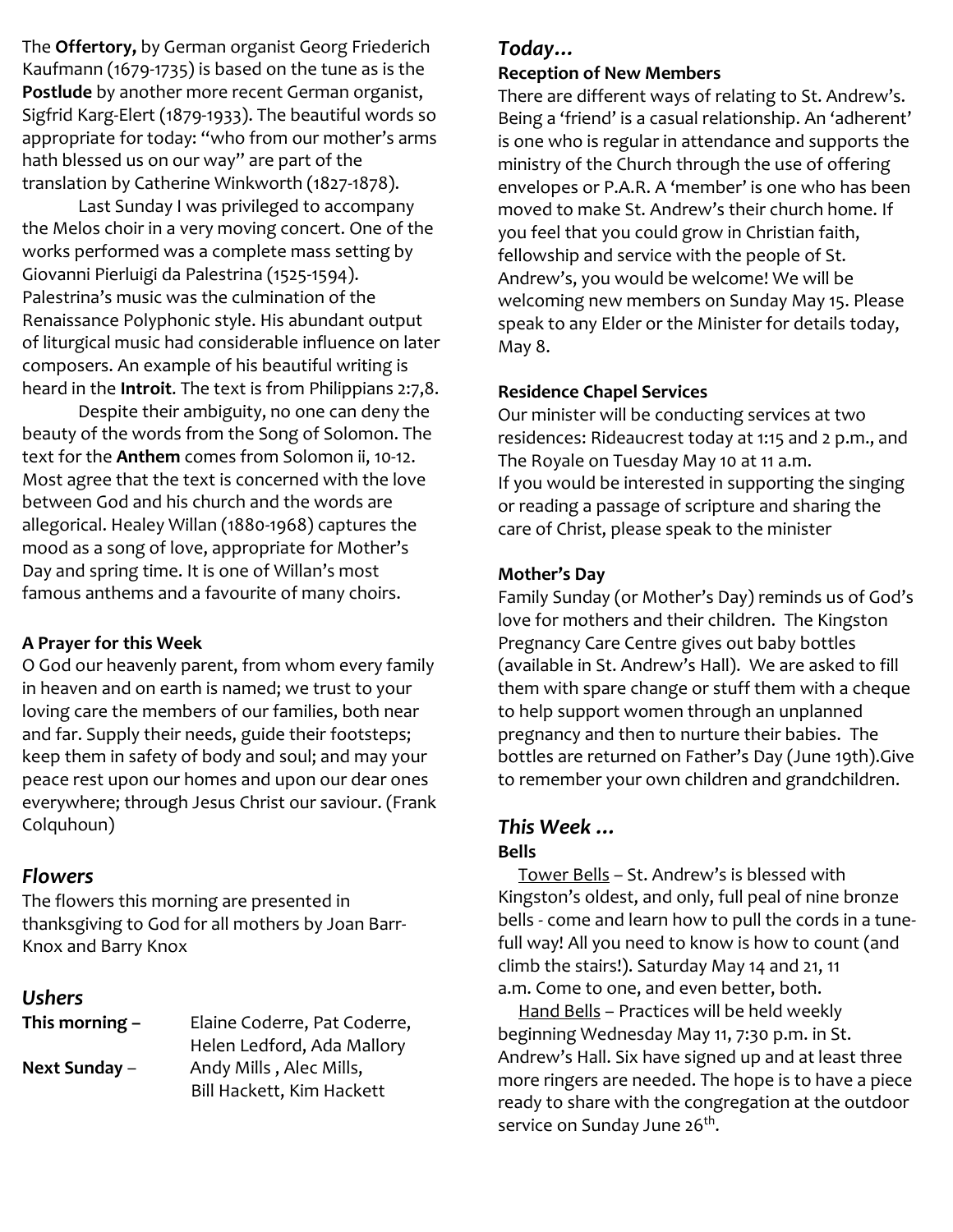The **Offertory,** by German organist Georg Friederich Kaufmann (1679-1735) is based on the tune as is the **Postlude** by another more recent German organist, Sigfrid Karg-Elert (1879-1933). The beautiful words so appropriate for today: "who from our mother's arms hath blessed us on our way" are part of the translation by Catherine Winkworth (1827-1878).

Last Sunday I was privileged to accompany the Melos choir in a very moving concert. One of the works performed was a complete mass setting by Giovanni Pierluigi da Palestrina (1525-1594). Palestrina's music was the culmination of the Renaissance Polyphonic style. His abundant output of liturgical music had considerable influence on later composers. An example of his beautiful writing is heard in the **Introit**. The text is from Philippians 2:7,8.

Despite their ambiguity, no one can deny the beauty of the words from the Song of Solomon. The text for the **Anthem** comes from Solomon ii, 10-12. Most agree that the text is concerned with the love between God and his church and the words are allegorical. Healey Willan (1880-1968) captures the mood as a song of love, appropriate for Mother's Day and spring time. It is one of Willan's most famous anthems and a favourite of many choirs.

**A Prayer for this Week**

O God our heavenly parent, from whom every family in heaven and on earth is named; we trust to your loving care the members of our families, both near and far. Supply their needs, guide their footsteps; keep them in safety of body and soul; and may your peace rest upon our homes and upon our dear ones everywhere; through Jesus Christ our saviour. (Frank Colquhoun)

## *Flowers*

The flowers this morning are presented in thanksgiving to God for all mothers by Joan Barr-Knox and Barry Knox

## *Ushers*

**This morning –** Elaine Coderre, Pat Coderre, Helen Ledford, Ada Mallory

**Next Sunday** – Andy Mills , Alec Mills, Bill Hackett, Kim Hackett

## *Today…*

**Reception of New Members**

There are different ways of relating to St. Andrew's. Being a 'friend' is a casual relationship. An 'adherent' is one who is regular in attendance and supports the ministry of the Church through the use of offering envelopes or P.A.R. A 'member' is one who has been moved to make St. Andrew's their church home. If you feel that you could grow in Christian faith, fellowship and service with the people of St. Andrew's, you would be welcome! We will be welcoming new members on Sunday May 15. Please speak to any Elder or the Minister for details today, May 8.

**Residence Chapel Services**

Our minister will be conducting services at two residences: Rideaucrest today at 1:15 and 2 p.m., and The Royale on Tuesday May 10 at 11 a.m.
If you would be interested in supporting the singing or reading a passage of scripture and sharing the care of Christ, please speak to the minister

**Mother's Day**

Family Sunday (or Mother's Day) reminds us of God's love for mothers and their children. The Kingston Pregnancy Care Centre gives out baby bottles (available in St. Andrew's Hall). We are asked to fill them with spare change or stuff them with a cheque to help support women through an unplanned pregnancy and then to nurture their babies. The bottles are returned on Father's Day (June 19th).Give to remember your own children and grandchildren.

## *This Week …*

**Bells**

Tower Bells – St. Andrew's is blessed with Kingston's oldest, and only, full peal of nine bronze bells - come and learn how to pull the cords in a tune-full way! All you need to know is how to count (and climb the stairs!). Saturday May 14 and 21, 11 a.m. Come to one, and even better, both.

Hand Bells – Practices will be held weekly beginning Wednesday May 11, 7:30 p.m. in St. Andrew's Hall. Six have signed up and at least three more ringers are needed. The hope is to have a piece ready to share with the congregation at the outdoor service on Sunday June 26th.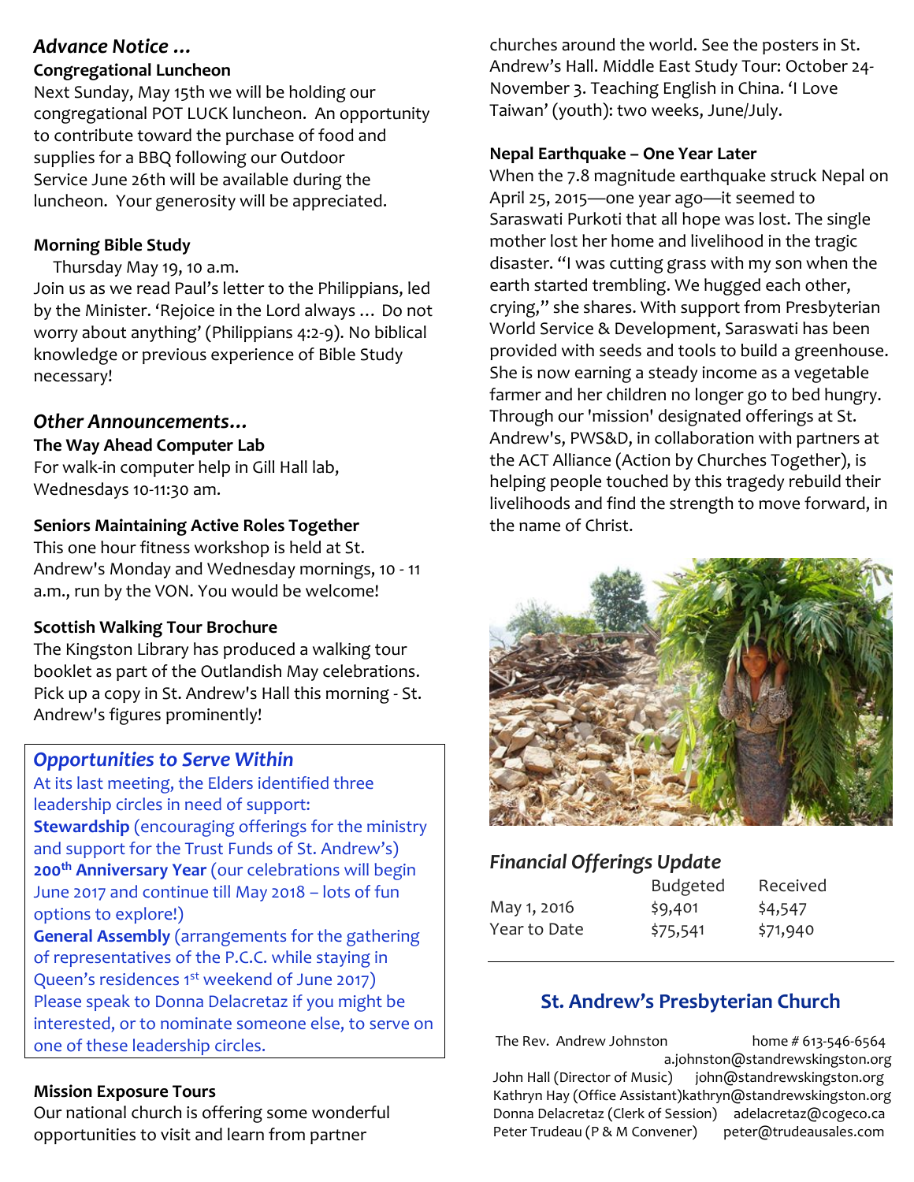## *Advance Notice …*

**Congregational Luncheon**

Next Sunday, May 15th we will be holding our congregational POT LUCK luncheon. An opportunity to contribute toward the purchase of food and supplies for a BBQ following our Outdoor Service June 26th will be available during the luncheon. Your generosity will be appreciated.

**Morning Bible Study**

Thursday May 19, 10 a.m.

Join us as we read Paul's letter to the Philippians, led by the Minister. 'Rejoice in the Lord always … Do not worry about anything' (Philippians 4:2-9). No biblical knowledge or previous experience of Bible Study necessary!

## *Other Announcements…*

**The Way Ahead Computer Lab**

For walk-in computer help in Gill Hall lab, Wednesdays 10-11:30 am.

**Seniors Maintaining Active Roles Together**

This one hour fitness workshop is held at St. Andrew's Monday and Wednesday mornings, 10 - 11 a.m., run by the VON. You would be welcome!

**Scottish Walking Tour Brochure**

The Kingston Library has produced a walking tour booklet as part of the Outlandish May celebrations. Pick up a copy in St. Andrew's Hall this morning - St. Andrew's figures prominently!

### *Opportunities to Serve Within*

At its last meeting, the Elders identified three leadership circles in need of support:

**Stewardship** (encouraging offerings for the ministry and support for the Trust Funds of St. Andrew's)

**200th Anniversary Year** (our celebrations will begin June 2017 and continue till May 2018 – lots of fun options to explore!)

**General Assembly** (arrangements for the gathering of representatives of the P.C.C. while staying in Queen's residences 1st weekend of June 2017)

Please speak to Donna Delacretaz if you might be interested, or to nominate someone else, to serve on one of these leadership circles.

**Mission Exposure Tours**

Our national church is offering some wonderful opportunities to visit and learn from partner churches around the world. See the posters in St. Andrew's Hall. Middle East Study Tour: October 24-November 3. Teaching English in China. 'I Love Taiwan' (youth): two weeks, June/July.

**Nepal Earthquake – One Year Later**

When the 7.8 magnitude earthquake struck Nepal on April 25, 2015—one year ago—it seemed to Saraswati Purkoti that all hope was lost. The single mother lost her home and livelihood in the tragic disaster. "I was cutting grass with my son when the earth started trembling. We hugged each other, crying," she shares. With support from Presbyterian World Service & Development, Saraswati has been provided with seeds and tools to build a greenhouse. She is now earning a steady income as a vegetable farmer and her children no longer go to bed hungry. Through our 'mission' designated offerings at St. Andrew's, PWS&D, in collaboration with partners at the ACT Alliance (Action by Churches Together), is helping people touched by this tragedy rebuild their livelihoods and find the strength to move forward, in the name of Christ.

## *Financial Offerings Update*

| | Budgeted | Received |
|---|---|---|
| May 1, 2016 | $9,401 | $4,547 |
| Year to Date | $75,541 | $71,940 |

## St. Andrew's Presbyterian Church

The Rev. Andrew Johnston home # 613-546-6564 a.johnston@standrewskingston.org
John Hall (Director of Music) john@standrewskingston.org
Kathryn Hay (Office Assistant) kathryn@standrewskingston.org
Donna Delacretaz (Clerk of Session) adelacretaz@cogeco.ca
Peter Trudeau (P & M Convener) peter@trudeausales.com